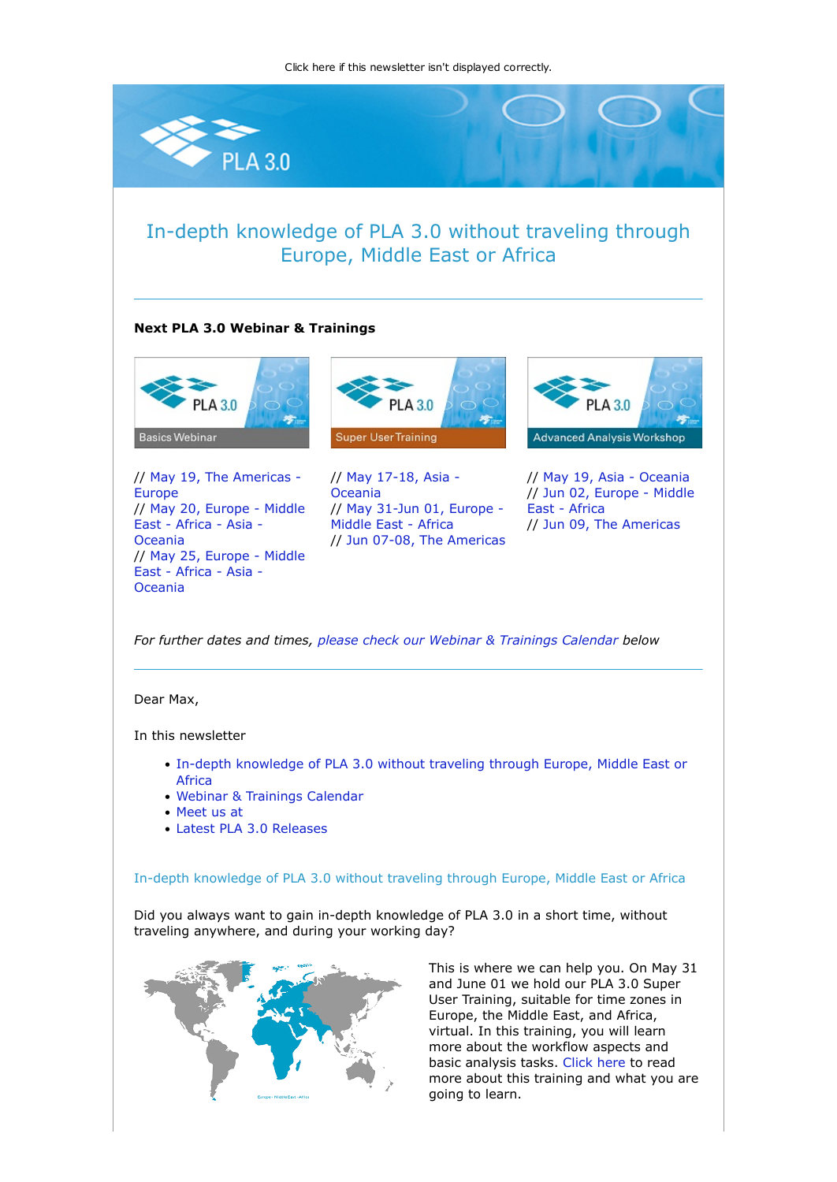Click here if this newsletter isn't displayed correctly.

# In-depth knowledge of PLA 3.0 without traveling through Europe, Middle East or Africa

**Next PLA 3.0 Webinar & Trainings**

Basics Webinar

// May 19, The Americas - Europe
// May 20, Europe - Middle East - Africa - Asia - Oceania
// May 25, Europe - Middle East - Africa - Asia - Oceania

Super User Training

// May 17-18, Asia - Oceania
// May 31-Jun 01, Europe - Middle East - Africa
// Jun 07-08, The Americas

Advanced Analysis Workshop

// May 19, Asia - Oceania
// Jun 02, Europe - Middle East - Africa
// Jun 09, The Americas

*For further dates and times, please check our Webinar & Trainings Calendar below*

Dear Max,

In this newsletter

- In-depth knowledge of PLA 3.0 without traveling through Europe, Middle East or Africa
- Webinar & Trainings Calendar
- Meet us at
- Latest PLA 3.0 Releases

## In-depth knowledge of PLA 3.0 without traveling through Europe, Middle East or Africa

Did you always want to gain in-depth knowledge of PLA 3.0 in a short time, without traveling anywhere, and during your working day?

This is where we can help you. On May 31 and June 01 we hold our PLA 3.0 Super User Training, suitable for time zones in Europe, the Middle East, and Africa, virtual. In this training, you will learn more about the workflow aspects and basic analysis tasks. Click here to read more about this training and what you are going to learn.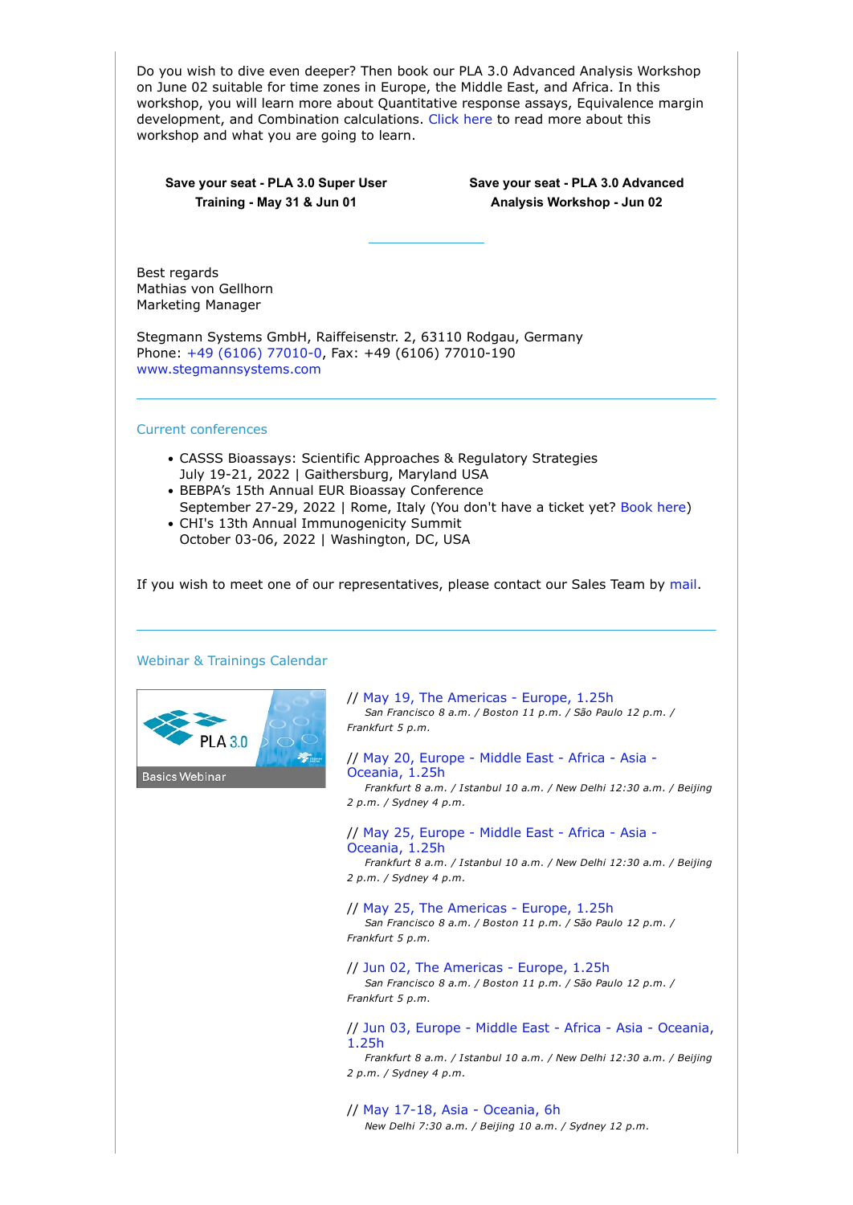Do you wish to dive even deeper? Then book our PLA 3.0 Advanced Analysis Workshop on June 02 suitable for time zones in Europe, the Middle East, and Africa. In this workshop, you will learn more about Quantitative response assays, Equivalence margin development, and Combination calculations. Click here to read more about this workshop and what you are going to learn.

**Save your seat - PLA 3.0 Super User Training - May 31 & Jun 01**

**Save your seat - PLA 3.0 Advanced Analysis Workshop - Jun 02**

Best regards
Mathias von Gellhorn
Marketing Manager

Stegmann Systems GmbH, Raiffeisenstr. 2, 63110 Rodgau, Germany
Phone: +49 (6106) 77010-0, Fax: +49 (6106) 77010-190
www.stegmannsystems.com

---

### Current conferences

- CASSS Bioassays: Scientific Approaches & Regulatory Strategies
  July 19-21, 2022 | Gaithersburg, Maryland USA
- BEBPA's 15th Annual EUR Bioassay Conference
  September 27-29, 2022 | Rome, Italy (You don't have a ticket yet? Book here)
- CHI's 13th Annual Immunogenicity Summit
  October 03-06, 2022 | Washington, DC, USA

If you wish to meet one of our representatives, please contact our Sales Team by mail.

---

### Webinar & Trainings Calendar

PLA 3.0 Basics Webinar

// May 19, The Americas - Europe, 1.25h
*San Francisco 8 a.m. / Boston 11 p.m. / São Paulo 12 p.m. / Frankfurt 5 p.m.*

// May 20, Europe - Middle East - Africa - Asia - Oceania, 1.25h
*Frankfurt 8 a.m. / Istanbul 10 a.m. / New Delhi 12:30 a.m. / Beijing 2 p.m. / Sydney 4 p.m.*

// May 25, Europe - Middle East - Africa - Asia - Oceania, 1.25h
*Frankfurt 8 a.m. / Istanbul 10 a.m. / New Delhi 12:30 a.m. / Beijing 2 p.m. / Sydney 4 p.m.*

// May 25, The Americas - Europe, 1.25h
*San Francisco 8 a.m. / Boston 11 p.m. / São Paulo 12 p.m. / Frankfurt 5 p.m.*

// Jun 02, The Americas - Europe, 1.25h
*San Francisco 8 a.m. / Boston 11 p.m. / São Paulo 12 p.m. / Frankfurt 5 p.m.*

// Jun 03, Europe - Middle East - Africa - Asia - Oceania, 1.25h
*Frankfurt 8 a.m. / Istanbul 10 a.m. / New Delhi 12:30 a.m. / Beijing 2 p.m. / Sydney 4 p.m.*

// May 17-18, Asia - Oceania, 6h
*New Delhi 7:30 a.m. / Beijing 10 a.m. / Sydney 12 p.m.*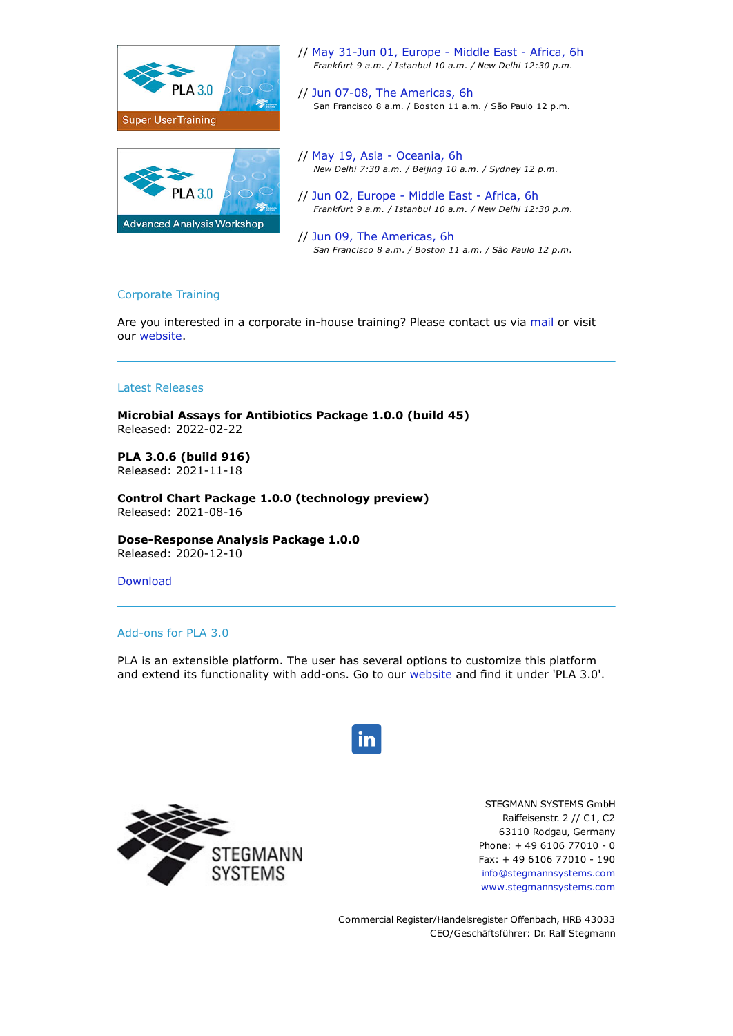PLA 3.0 Super User Training

// May 31-Jun 01, Europe - Middle East - Africa, 6h
*Frankfurt 9 a.m. / Istanbul 10 a.m. / New Delhi 12:30 p.m.*

// Jun 07-08, The Americas, 6h
San Francisco 8 a.m. / Boston 11 a.m. / São Paulo 12 p.m.

PLA 3.0 Advanced Analysis Workshop

// May 19, Asia - Oceania, 6h
*New Delhi 7:30 a.m. / Beijing 10 a.m. / Sydney 12 p.m.*

// Jun 02, Europe - Middle East - Africa, 6h
*Frankfurt 9 a.m. / Istanbul 10 a.m. / New Delhi 12:30 p.m.*

// Jun 09, The Americas, 6h
*San Francisco 8 a.m. / Boston 11 a.m. / São Paulo 12 p.m.*

## Corporate Training

Are you interested in a corporate in-house training? Please contact us via mail or visit our website.

---

## Latest Releases

**Microbial Assays for Antibiotics Package 1.0.0 (build 45)**
Released: 2022-02-22

**PLA 3.0.6 (build 916)**
Released: 2021-11-18

**Control Chart Package 1.0.0 (technology preview)**
Released: 2021-08-16

**Dose-Response Analysis Package 1.0.0**
Released: 2020-12-10

Download

---

## Add-ons for PLA 3.0

PLA is an extensible platform. The user has several options to customize this platform and extend its functionality with add-ons. Go to our website and find it under 'PLA 3.0'.

---

STEGMANN SYSTEMS

STEGMANN SYSTEMS GmbH
Raiffeisenstr. 2 // C1, C2
63110 Rodgau, Germany
Phone: + 49 6106 77010 - 0
Fax: + 49 6106 77010 - 190
info@stegmannsystems.com
www.stegmannsystems.com

Commercial Register/Handelsregister Offenbach, HRB 43033
CEO/Geschäftsführer: Dr. Ralf Stegmann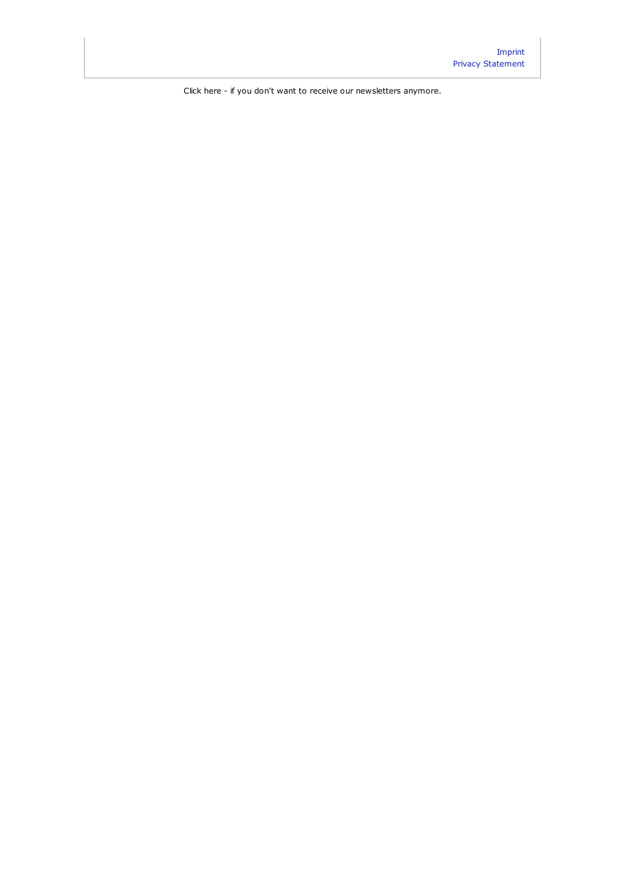Imprint
Privacy Statement

Click here - if you don't want to receive our newsletters anymore.